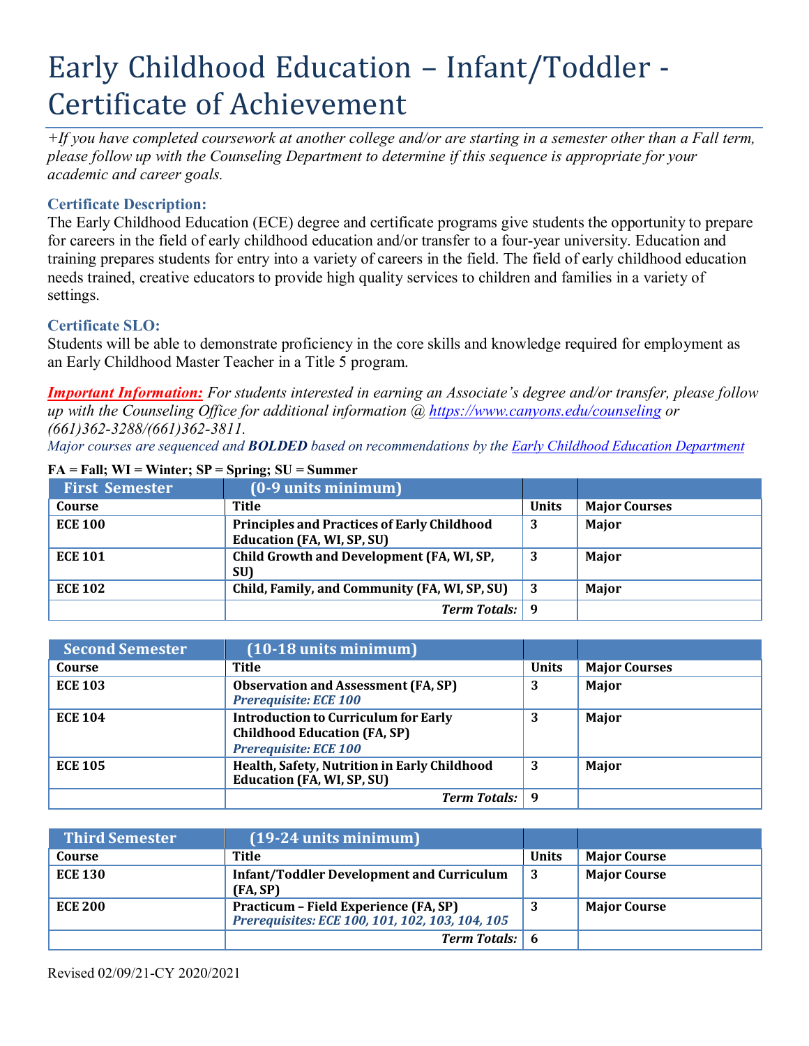# Early Childhood Education – Infant/Toddler - Certificate of Achievement

*+If you have completed coursework at another college and/or are starting in a semester other than a Fall term, please follow up with the Counseling Department to determine if this sequence is appropriate for your academic and career goals.*

### Certificate Description:

The Early Childhood Education (ECE) degree and certificate programs give students the opportunity to prepare for careers in the field of early childhood education and/or transfer to a four-year university. Education and training prepares students for entry into a variety of careers in the field. The field of early childhood education needs trained, creative educators to provide high quality services to children and families in a variety of settings.

### Certificate SLO:

Students will be able to demonstrate proficiency in the core skills and knowledge required for employment as an Early Childhood Master Teacher in a Title 5 program.

***Important Information:*** *For students interested in earning an Associate's degree and/or transfer, please follow up with the Counseling Office for additional information @ https://www.canyons.edu/counseling or (661)362-3288/(661)362-3811.*

*Major courses are sequenced and* ***BOLDED*** *based on recommendations by the Early Childhood Education Department*

**FA = Fall; WI = Winter; SP = Spring; SU = Summer**

| First Semester | (0-9 units minimum) | | |
|---|---|---|---|
| **Course** | **Title** | **Units** | **Major Courses** |
| **ECE 100** | **Principles and Practices of Early Childhood Education (FA, WI, SP, SU)** | **3** | **Major** |
| **ECE 101** | **Child Growth and Development (FA, WI, SP, SU)** | **3** | **Major** |
| **ECE 102** | **Child, Family, and Community (FA, WI, SP, SU)** | **3** | **Major** |
| | ***Term Totals:*** | **9** | |

| Second Semester | (10-18 units minimum) | | |
|---|---|---|---|
| **Course** | **Title** | **Units** | **Major Courses** |
| **ECE 103** | **Observation and Assessment (FA, SP)** ***Prerequisite: ECE 100*** | **3** | **Major** |
| **ECE 104** | **Introduction to Curriculum for Early Childhood Education (FA, SP)** ***Prerequisite: ECE 100*** | **3** | **Major** |
| **ECE 105** | **Health, Safety, Nutrition in Early Childhood Education (FA, WI, SP, SU)** | **3** | **Major** |
| | ***Term Totals:*** | **9** | |

| Third Semester | (19-24 units minimum) | | |
|---|---|---|---|
| **Course** | **Title** | **Units** | **Major Course** |
| **ECE 130** | **Infant/Toddler Development and Curriculum (FA, SP)** | **3** | **Major Course** |
| **ECE 200** | **Practicum – Field Experience (FA, SP)** ***Prerequisites: ECE 100, 101, 102, 103, 104, 105*** | **3** | **Major Course** |
| | ***Term Totals:*** | **6** | |

Revised 02/09/21-CY 2020/2021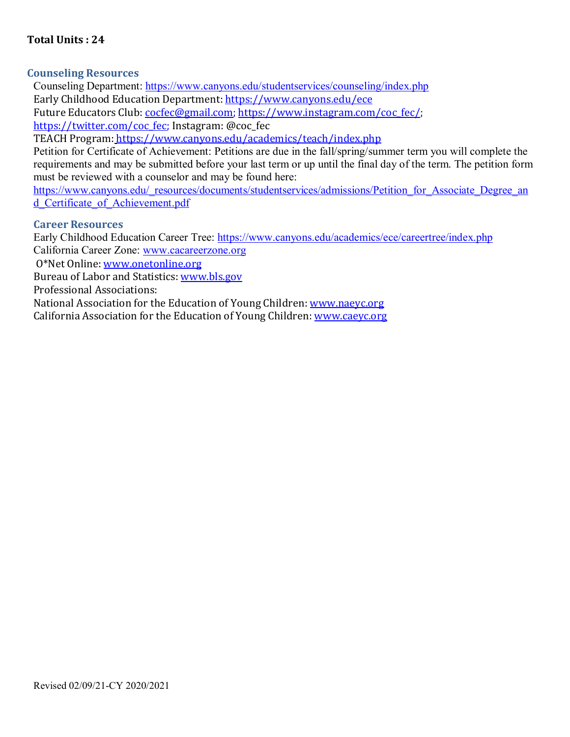**Total Units : 24**

## Counseling Resources

Counseling Department: https://www.canyons.edu/studentservices/counseling/index.php
Early Childhood Education Department: https://www.canyons.edu/ece
Future Educators Club: cocfec@gmail.com; https://www.instagram.com/coc_fec/; https://twitter.com/coc_fec; Instagram: @coc_fec
TEACH Program: https://www.canyons.edu/academics/teach/index.php
Petition for Certificate of Achievement: Petitions are due in the fall/spring/summer term you will complete the requirements and may be submitted before your last term or up until the final day of the term. The petition form must be reviewed with a counselor and may be found here:
https://www.canyons.edu/_resources/documents/studentservices/admissions/Petition_for_Associate_Degree_and_Certificate_of_Achievement.pdf

## Career Resources

Early Childhood Education Career Tree: https://www.canyons.edu/academics/ece/careertree/index.php
California Career Zone: www.cacareerzone.org
O*Net Online: www.onetonline.org
Bureau of Labor and Statistics: www.bls.gov
Professional Associations:
National Association for the Education of Young Children: www.naeyc.org
California Association for the Education of Young Children: www.caeyc.org

Revised 02/09/21-CY 2020/2021